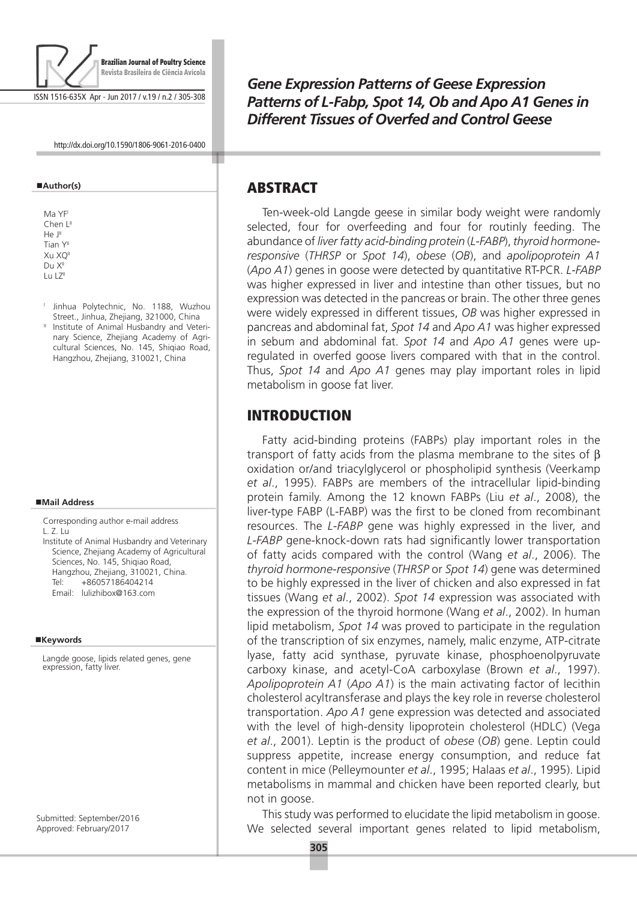# Gene Expression Patterns of Geese Expression Patterns of L-Fabp, Spot 14, Ob and Apo A1 Genes in Different Tissues of Overfed and Control Geese

http://dx.doi.org/10.1590/1806-9061-2016-0400

**Author(s)**

Ma YF[I]
Chen L[II]
He J[II]
Tian Y[II]
Xu XQ[II]
Du X[II]
Lu LZ[II]

[I] Jinhua Polytechnic, No. 1188, Wuzhou Street., Jinhua, Zhejiang, 321000, China
[II] Institute of Animal Husbandry and Veterinary Science, Zhejiang Academy of Agricultural Sciences, No. 145, Shiqiao Road, Hangzhou, Zhejiang, 310021, China

**Mail Address**

Corresponding author e-mail address
L. Z. Lu
Institute of Animal Husbandry and Veterinary Science, Zhejiang Academy of Agricultural Sciences, No. 145, Shiqiao Road, Hangzhou, Zhejiang, 310021, China.
Tel: +86057186404214
Email: lulizhibox@163.com

**Keywords**

Langde goose, lipids related genes, gene expression, fatty liver.

Submitted: September/2016
Approved: February/2017

## ABSTRACT

Ten-week-old Langde geese in similar body weight were randomly selected, four for overfeeding and four for routinly feeding. The abundance of *liver fatty acid-binding protein* (*L-FABP*), *thyroid hormone-responsive* (*THRSP* or *Spot 14*), *obese* (*OB*), and *apolipoprotein A1* (*Apo A1*) genes in goose were detected by quantitative RT-PCR. *L-FABP* was higher expressed in liver and intestine than other tissues, but no expression was detected in the pancreas or brain. The other three genes were widely expressed in different tissues, *OB* was higher expressed in pancreas and abdominal fat, *Spot 14* and *Apo A1* was higher expressed in sebum and abdominal fat. *Spot 14* and *Apo A1* genes were up-regulated in overfed goose livers compared with that in the control. Thus, *Spot 14* and *Apo A1* genes may important roles in lipid metabolism in goose fat liver.

## INTRODUCTION

Fatty acid-binding proteins (FABPs) play important roles in the transport of fatty acids from the plasma membrane to the sites of β oxidation or/and triacylglycerol or phospholipid synthesis (Veerkamp *et al*., 1995). FABPs are members of the intracellular lipid-binding protein family. Among the 12 known FABPs (Liu *et al*., 2008), the liver-type FABP (L-FABP) was the first to be cloned from recombinant resources. The *L-FABP* gene was highly expressed in the liver, and *L-FABP* gene-knock-down rats had significantly lower transportation of fatty acids compared with the control (Wang *et al*., 2006). The *thyroid hormone-responsive* (*THRSP* or *Spot 14*) gene was determined to be highly expressed in the liver of chicken and also expressed in fat tissues (Wang *et al*., 2002). *Spot 14* expression was associated with the expression of the thyroid hormone (Wang *et al*., 2002). In human lipid metabolism, *Spot 14* was proved to participate in the regulation of the transcription of six enzymes, namely, malic enzyme, ATP-citrate lyase, fatty acid synthase, pyruvate kinase, phosphoenolpyruvate carboxy kinase, and acetyl-CoA carboxylase (Brown *et al*., 1997). *Apolipoprotein A1* (*Apo A1*) is the main activating factor of lecithin cholesterol acyltransferase and plays the key role in reverse cholesterol transportation. *Apo A1* gene expression was detected and associated with the level of high-density lipoprotein cholesterol (HDLC) (Vega *et al*., 2001). Leptin is the product of *obese* (*OB*) gene. Leptin could suppress appetite, increase energy consumption, and reduce fat content in mice (Pelleymounter *et al*., 1995; Halaas *et al*., 1995). Lipid metabolisms in mammal and chicken have been reported clearly, but not in goose.

This study was performed to elucidate the lipid metabolism in goose. We selected several important genes related to lipid metabolism,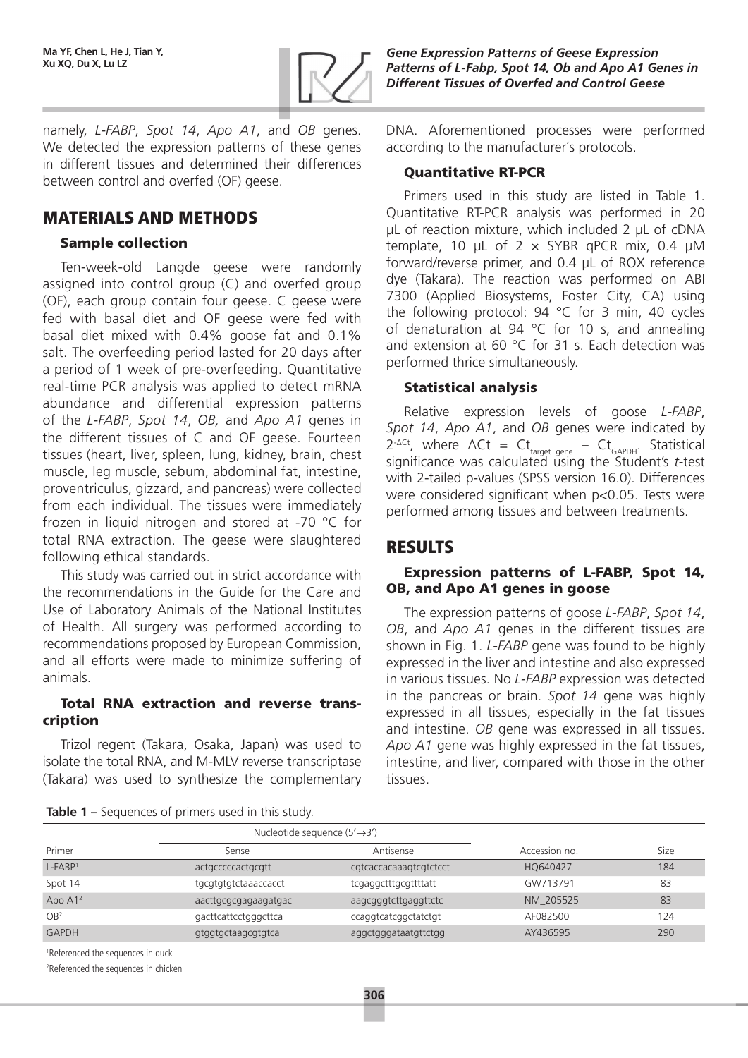namely, *L-FABP*, *Spot 14*, *Apo A1*, and *OB* genes. We detected the expression patterns of these genes in different tissues and determined their differences between control and overfed (OF) geese.

## MATERIALS AND METHODS

### Sample collection

Ten-week-old Langde geese were randomly assigned into control group (C) and overfed group (OF), each group contain four geese. C geese were fed with basal diet and OF geese were fed with basal diet mixed with 0.4% goose fat and 0.1% salt. The overfeeding period lasted for 20 days after a period of 1 week of pre-overfeeding. Quantitative real-time PCR analysis was applied to detect mRNA abundance and differential expression patterns of the *L-FABP*, *Spot 14*, *OB,* and *Apo A1* genes in the different tissues of C and OF geese. Fourteen tissues (heart, liver, spleen, lung, kidney, brain, chest muscle, leg muscle, sebum, abdominal fat, intestine, proventriculus, gizzard, and pancreas) were collected from each individual. The tissues were immediately frozen in liquid nitrogen and stored at -70 °C for total RNA extraction. The geese were slaughtered following ethical standards.

This study was carried out in strict accordance with the recommendations in the Guide for the Care and Use of Laboratory Animals of the National Institutes of Health. All surgery was performed according to recommendations proposed by European Commission, and all efforts were made to minimize suffering of animals.

### Total RNA extraction and reverse transcription

Trizol regent (Takara, Osaka, Japan) was used to isolate the total RNA, and M-MLV reverse transcriptase (Takara) was used to synthesize the complementary DNA. Aforementioned processes were performed according to the manufacturer´s protocols.

### Quantitative RT-PCR

Primers used in this study are listed in Table 1. Quantitative RT-PCR analysis was performed in 20 μL of reaction mixture, which included 2 μL of cDNA template, 10 μL of 2 × SYBR qPCR mix, 0.4 μM forward/reverse primer, and 0.4 μL of ROX reference dye (Takara). The reaction was performed on ABI 7300 (Applied Biosystems, Foster City, CA) using the following protocol: 94 °C for 3 min, 40 cycles of denaturation at 94 °C for 10 s, and annealing and extension at 60 °C for 31 s. Each detection was performed thrice simultaneously.

### Statistical analysis

Relative expression levels of goose *L-FABP*, *Spot 14*, *Apo A1*, and *OB* genes were indicated by $2^{-\Delta Ct}$, where $\Delta Ct = Ct_{target\ gene} - Ct_{GAPDH}$. Statistical significance was calculated using the Student's *t*-test with 2-tailed p-values (SPSS version 16.0). Differences were considered significant when $p<0.05$. Tests were performed among tissues and between treatments.

## RESULTS

### Expression patterns of L-FABP, Spot 14, OB, and Apo A1 genes in goose

The expression patterns of goose *L-FABP*, *Spot 14*, *OB*, and *Apo A1* genes in the different tissues are shown in Fig. 1. *L-FABP* gene was found to be highly expressed in the liver and intestine and also expressed in various tissues. No *L-FABP* expression was detected in the pancreas or brain. *Spot 14* gene was highly expressed in all tissues, especially in the fat tissues and intestine. *OB* gene was expressed in all tissues. *Apo A1* gene was highly expressed in the fat tissues, intestine, and liver, compared with those in the other tissues.

**Table 1 –** Sequences of primers used in this study.

| Primer | Nucleotide sequence (5′→3′) Sense | Antisense | Accession no. | Size |
|---|---|---|---|---|
| L-FABP[1] | actgcccccactgcgtt | cgtcaccacaaagtcgtctcct | HQ640427 | 184 |
| Spot 14 | tgcgtgtgtctaaaccacct | tcgaggctttgcgttttatt | GW713791 | 83 |
| Apo A1[2] | aacttgcgcgagaagatgac | aagcgggtcttgaggttctc | NM_205525 | 83 |
| OB[2] | gacttcattcctgggcttca | ccaggtcatcggctatctgt | AF082500 | 124 |
| GAPDH | gtggtgctaagcgtgtca | aggctgggataatgttctgg | AY436595 | 290 |

[1]Referenced the sequences in duck

[2]Referenced the sequences in chicken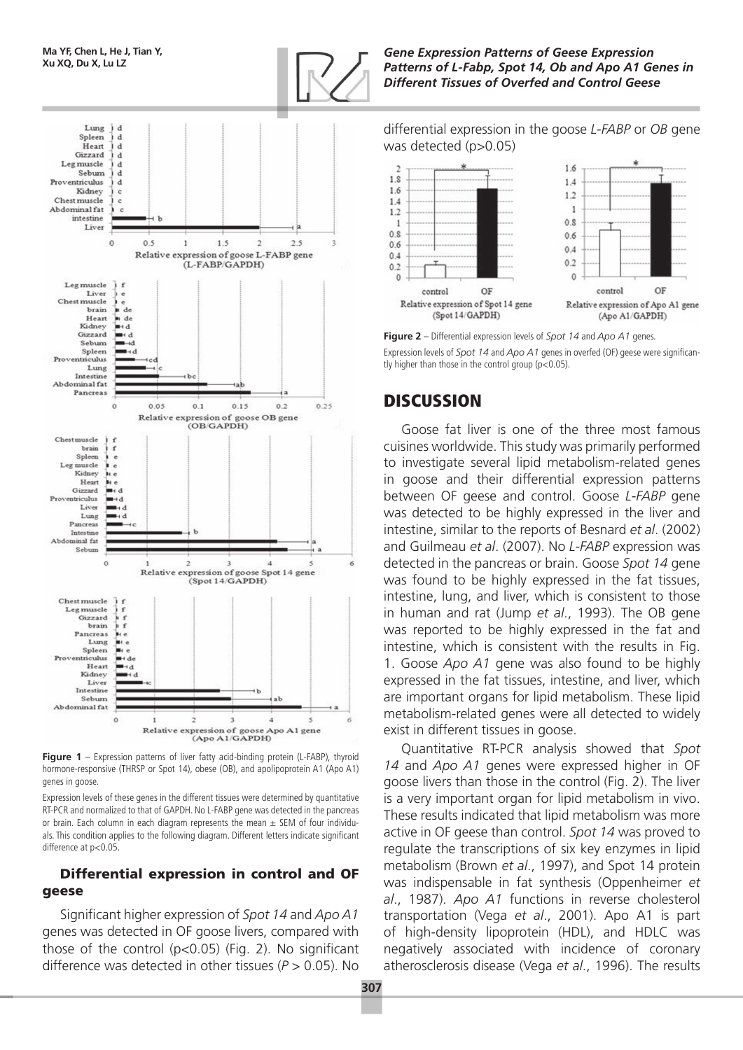**Figure 1** – Expression patterns of liver fatty acid-binding protein (L-FABP), thyroid hormone-responsive (THRSP or Spot 14), obese (OB), and apolipoprotein A1 (Apo A1) genes in goose.

Expression levels of these genes in the different tissues were determined by quantitative RT-PCR and normalized to that of GAPDH. No L-FABP gene was detected in the pancreas or brain. Each column in each diagram represents the mean ± SEM of four individuals. This condition applies to the following diagram. Different letters indicate significant difference at p<0.05.

### Differential expression in control and OF geese

Significant higher expression of *Spot 14* and *Apo A1* genes was detected in OF goose livers, compared with those of the control (p<0.05) (Fig. 2). No significant difference was detected in other tissues ($P > 0.05$). No differential expression in the goose *L-FABP* or *OB* gene was detected (p>0.05)

**Figure 2** – Differential expression levels of *Spot 14* and *Apo A1* genes.

Expression levels of *Spot 14* and *Apo A1* genes in overfed (OF) geese were significantly higher than those in the control group (p<0.05).

## DISCUSSION

Goose fat liver is one of the three most famous cuisines worldwide. This study was primarily performed to investigate several lipid metabolism-related genes in goose and their differential expression patterns between OF geese and control. Goose *L-FABP* gene was detected to be highly expressed in the liver and intestine, similar to the reports of Besnard *et al*. (2002) and Guilmeau *et al*. (2007). No *L-FABP* expression was detected in the pancreas or brain. Goose *Spot 14* gene was found to be highly expressed in the fat tissues, intestine, lung, and liver, which is consistent to those in human and rat (Jump *et al*., 1993). The OB gene was reported to be highly expressed in the fat and intestine, which is consistent with the results in Fig. 1. Goose *Apo A1* gene was also found to be highly expressed in the fat tissues, intestine, and liver, which are important organs for lipid metabolism. These lipid metabolism-related genes were all detected to widely exist in different tissues in goose.

Quantitative RT-PCR analysis showed that *Spot 14* and *Apo A1* genes were expressed higher in OF goose livers than those in the control (Fig. 2). The liver is a very important organ for lipid metabolism in vivo. These results indicated that lipid metabolism was more active in OF geese than control. *Spot 14* was proved to regulate the transcriptions of six key enzymes in lipid metabolism (Brown *et al*., 1997), and Spot 14 protein was indispensable in fat synthesis (Oppenheimer *et al*., 1987). *Apo A1* functions in reverse cholesterol transportation (Vega *et al*., 2001). Apo A1 is part of high-density lipoprotein (HDL), and HDLC was negatively associated with incidence of coronary atherosclerosis disease (Vega *et al*., 1996). The results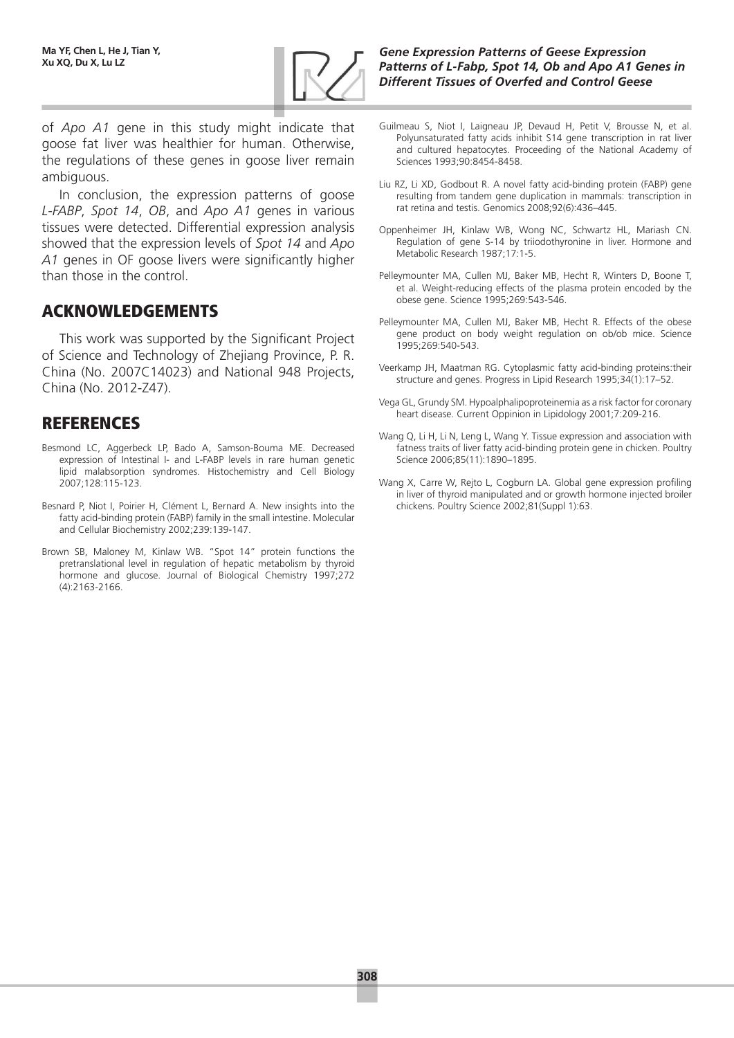of *Apo A1* gene in this study might indicate that goose fat liver was healthier for human. Otherwise, the regulations of these genes in goose liver remain ambiguous.

In conclusion, the expression patterns of goose *L-FABP*, *Spot 14*, *OB*, and *Apo A1* genes in various tissues were detected. Differential expression analysis showed that the expression levels of *Spot 14* and *Apo A1* genes in OF goose livers were significantly higher than those in the control.

## ACKNOWLEDGEMENTS

This work was supported by the Significant Project of Science and Technology of Zhejiang Province, P. R. China (No. 2007C14023) and National 948 Projects, China (No. 2012-Z47).

## REFERENCES

Besmond LC, Aggerbeck LP, Bado A, Samson-Bouma ME. Decreased expression of Intestinal I- and L-FABP levels in rare human genetic lipid malabsorption syndromes. Histochemistry and Cell Biology 2007;128:115-123.

Besnard P, Niot I, Poirier H, Clément L, Bernard A. New insights into the fatty acid-binding protein (FABP) family in the small intestine. Molecular and Cellular Biochemistry 2002;239:139-147.

Brown SB, Maloney M, Kinlaw WB. "Spot 14" protein functions the pretranslational level in regulation of hepatic metabolism by thyroid hormone and glucose. Journal of Biological Chemistry 1997;272 (4):2163-2166.

Guilmeau S, Niot I, Laigneau JP, Devaud H, Petit V, Brousse N, et al. Polyunsaturated fatty acids inhibit S14 gene transcription in rat liver and cultured hepatocytes. Proceeding of the National Academy of Sciences 1993;90:8454-8458.

Liu RZ, Li XD, Godbout R. A novel fatty acid-binding protein (FABP) gene resulting from tandem gene duplication in mammals: transcription in rat retina and testis. Genomics 2008;92(6):436–445.

Oppenheimer JH, Kinlaw WB, Wong NC, Schwartz HL, Mariash CN. Regulation of gene S-14 by triiodothyronine in liver. Hormone and Metabolic Research 1987;17:1-5.

Pelleymounter MA, Cullen MJ, Baker MB, Hecht R, Winters D, Boone T, et al. Weight-reducing effects of the plasma protein encoded by the obese gene. Science 1995;269:543-546.

Pelleymounter MA, Cullen MJ, Baker MB, Hecht R. Effects of the obese gene product on body weight regulation on ob/ob mice. Science 1995;269:540-543.

Veerkamp JH, Maatman RG. Cytoplasmic fatty acid-binding proteins:their structure and genes. Progress in Lipid Research 1995;34(1):17–52.

Vega GL, Grundy SM. Hypoalphalipoproteinemia as a risk factor for coronary heart disease. Current Oppinion in Lipidology 2001;7:209-216.

Wang Q, Li H, Li N, Leng L, Wang Y. Tissue expression and association with fatness traits of liver fatty acid-binding protein gene in chicken. Poultry Science 2006;85(11):1890–1895.

Wang X, Carre W, Rejto L, Cogburn LA. Global gene expression profiling in liver of thyroid manipulated and or growth hormone injected broiler chickens. Poultry Science 2002;81(Suppl 1):63.